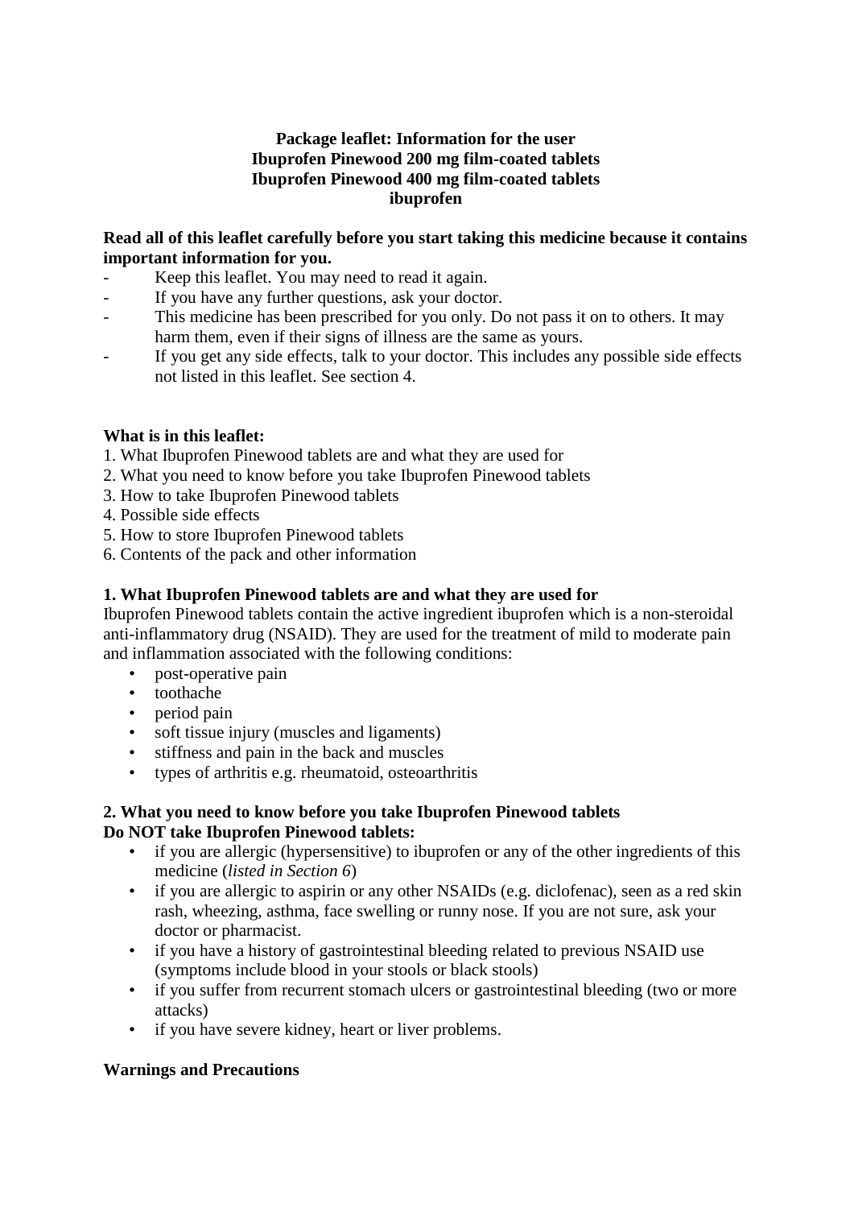**Package leaflet: Information for the user**
**Ibuprofen Pinewood 200 mg film-coated tablets**
**Ibuprofen Pinewood 400 mg film-coated tablets**
**ibuprofen**

**Read all of this leaflet carefully before you start taking this medicine because it contains important information for you.**

- Keep this leaflet. You may need to read it again.
- If you have any further questions, ask your doctor.
- This medicine has been prescribed for you only. Do not pass it on to others. It may harm them, even if their signs of illness are the same as yours.
- If you get any side effects, talk to your doctor. This includes any possible side effects not listed in this leaflet. See section 4.

**What is in this leaflet:**

1. What Ibuprofen Pinewood tablets are and what they are used for
2. What you need to know before you take Ibuprofen Pinewood tablets
3. How to take Ibuprofen Pinewood tablets
4. Possible side effects
5. How to store Ibuprofen Pinewood tablets
6. Contents of the pack and other information

## 1. What Ibuprofen Pinewood tablets are and what they are used for

Ibuprofen Pinewood tablets contain the active ingredient ibuprofen which is a non-steroidal anti-inflammatory drug (NSAID). They are used for the treatment of mild to moderate pain and inflammation associated with the following conditions:

- post-operative pain
- toothache
- period pain
- soft tissue injury (muscles and ligaments)
- stiffness and pain in the back and muscles
- types of arthritis e.g. rheumatoid, osteoarthritis

## 2. What you need to know before you take Ibuprofen Pinewood tablets

**Do NOT take Ibuprofen Pinewood tablets:**

- if you are allergic (hypersensitive) to ibuprofen or any of the other ingredients of this medicine (*listed in Section 6*)
- if you are allergic to aspirin or any other NSAIDs (e.g. diclofenac), seen as a red skin rash, wheezing, asthma, face swelling or runny nose. If you are not sure, ask your doctor or pharmacist.
- if you have a history of gastrointestinal bleeding related to previous NSAID use (symptoms include blood in your stools or black stools)
- if you suffer from recurrent stomach ulcers or gastrointestinal bleeding (two or more attacks)
- if you have severe kidney, heart or liver problems.

**Warnings and Precautions**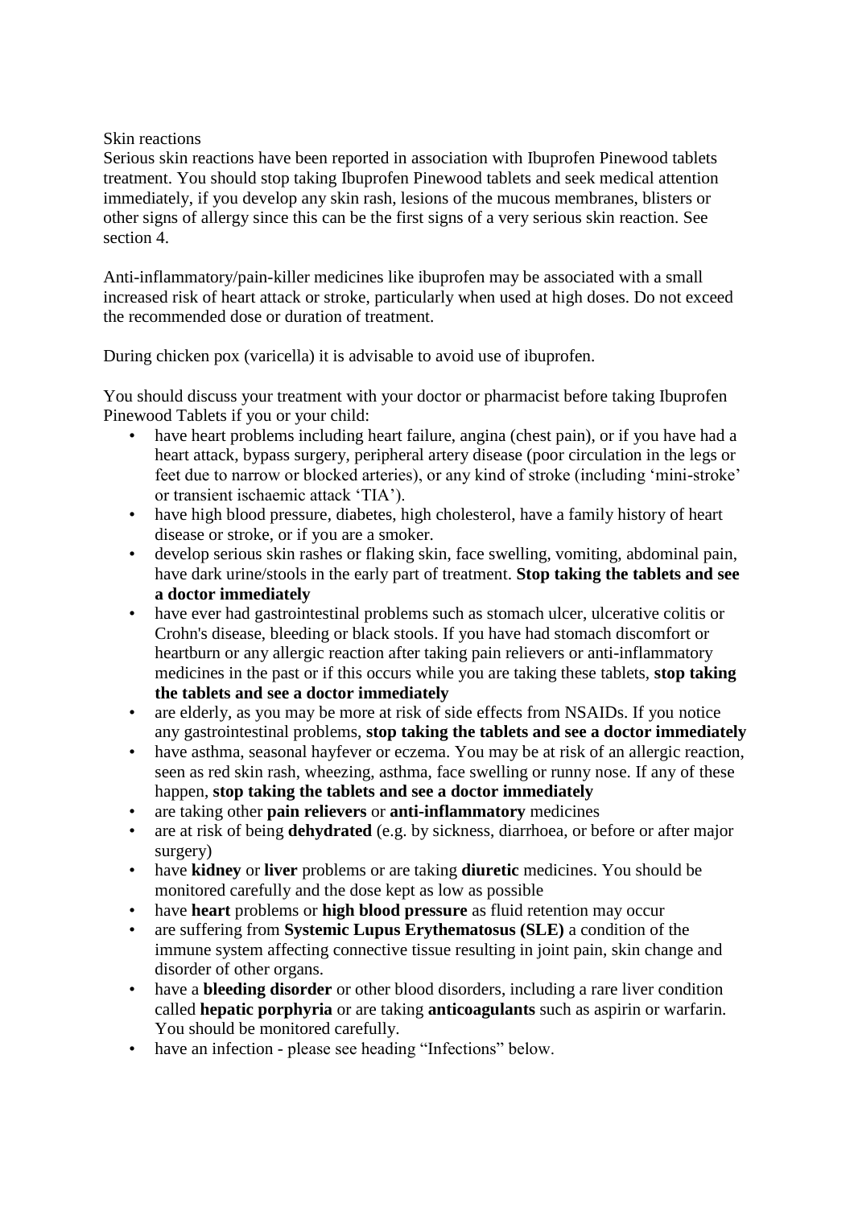Skin reactions

Serious skin reactions have been reported in association with Ibuprofen Pinewood tablets treatment. You should stop taking Ibuprofen Pinewood tablets and seek medical attention immediately, if you develop any skin rash, lesions of the mucous membranes, blisters or other signs of allergy since this can be the first signs of a very serious skin reaction. See section 4.

Anti-inflammatory/pain-killer medicines like ibuprofen may be associated with a small increased risk of heart attack or stroke, particularly when used at high doses. Do not exceed the recommended dose or duration of treatment.

During chicken pox (varicella) it is advisable to avoid use of ibuprofen.

You should discuss your treatment with your doctor or pharmacist before taking Ibuprofen Pinewood Tablets if you or your child:

- have heart problems including heart failure, angina (chest pain), or if you have had a heart attack, bypass surgery, peripheral artery disease (poor circulation in the legs or feet due to narrow or blocked arteries), or any kind of stroke (including 'mini-stroke' or transient ischaemic attack 'TIA').
- have high blood pressure, diabetes, high cholesterol, have a family history of heart disease or stroke, or if you are a smoker.
- develop serious skin rashes or flaking skin, face swelling, vomiting, abdominal pain, have dark urine/stools in the early part of treatment. **Stop taking the tablets and see a doctor immediately**
- have ever had gastrointestinal problems such as stomach ulcer, ulcerative colitis or Crohn's disease, bleeding or black stools. If you have had stomach discomfort or heartburn or any allergic reaction after taking pain relievers or anti-inflammatory medicines in the past or if this occurs while you are taking these tablets, **stop taking the tablets and see a doctor immediately**
- are elderly, as you may be more at risk of side effects from NSAIDs. If you notice any gastrointestinal problems, **stop taking the tablets and see a doctor immediately**
- have asthma, seasonal hayfever or eczema. You may be at risk of an allergic reaction, seen as red skin rash, wheezing, asthma, face swelling or runny nose. If any of these happen, **stop taking the tablets and see a doctor immediately**
- are taking other **pain relievers** or **anti-inflammatory** medicines
- are at risk of being **dehydrated** (e.g. by sickness, diarrhoea, or before or after major surgery)
- have **kidney** or **liver** problems or are taking **diuretic** medicines. You should be monitored carefully and the dose kept as low as possible
- have **heart** problems or **high blood pressure** as fluid retention may occur
- are suffering from **Systemic Lupus Erythematosus (SLE)** a condition of the immune system affecting connective tissue resulting in joint pain, skin change and disorder of other organs.
- have a **bleeding disorder** or other blood disorders, including a rare liver condition called **hepatic porphyria** or are taking **anticoagulants** such as aspirin or warfarin. You should be monitored carefully.
- have an infection - please see heading "Infections" below.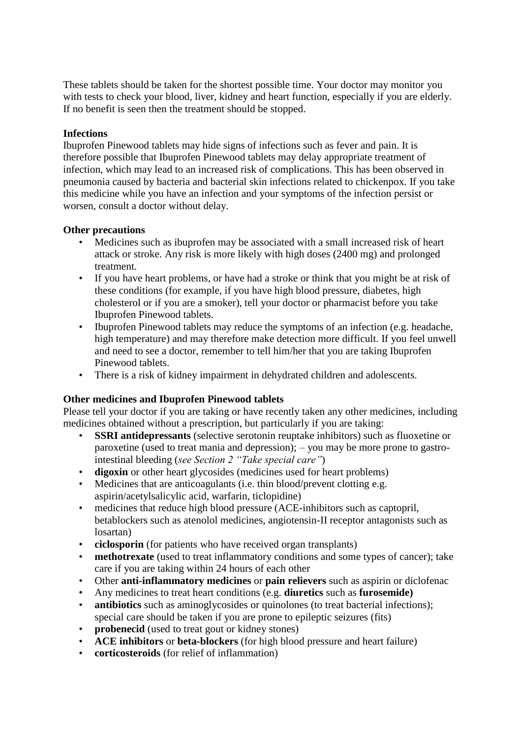These tablets should be taken for the shortest possible time. Your doctor may monitor you with tests to check your blood, liver, kidney and heart function, especially if you are elderly. If no benefit is seen then the treatment should be stopped.

**Infections**

Ibuprofen Pinewood tablets may hide signs of infections such as fever and pain. It is therefore possible that Ibuprofen Pinewood tablets may delay appropriate treatment of infection, which may lead to an increased risk of complications. This has been observed in pneumonia caused by bacteria and bacterial skin infections related to chickenpox. If you take this medicine while you have an infection and your symptoms of the infection persist or worsen, consult a doctor without delay.

**Other precautions**

- Medicines such as ibuprofen may be associated with a small increased risk of heart attack or stroke. Any risk is more likely with high doses (2400 mg) and prolonged treatment.
- If you have heart problems, or have had a stroke or think that you might be at risk of these conditions (for example, if you have high blood pressure, diabetes, high cholesterol or if you are a smoker), tell your doctor or pharmacist before you take Ibuprofen Pinewood tablets.
- Ibuprofen Pinewood tablets may reduce the symptoms of an infection (e.g. headache, high temperature) and may therefore make detection more difficult. If you feel unwell and need to see a doctor, remember to tell him/her that you are taking Ibuprofen Pinewood tablets.
- There is a risk of kidney impairment in dehydrated children and adolescents.

**Other medicines and Ibuprofen Pinewood tablets**

Please tell your doctor if you are taking or have recently taken any other medicines, including medicines obtained without a prescription, but particularly if you are taking:

- **SSRI antidepressants** (selective serotonin reuptake inhibitors) such as fluoxetine or paroxetine (used to treat mania and depression); – you may be more prone to gastro-intestinal bleeding (*see Section 2 "Take special care"*)
- **digoxin** or other heart glycosides (medicines used for heart problems)
- Medicines that are anticoagulants (i.e. thin blood/prevent clotting e.g. aspirin/acetylsalicylic acid, warfarin, ticlopidine)
- medicines that reduce high blood pressure (ACE-inhibitors such as captopril, betablockers such as atenolol medicines, angiotensin-II receptor antagonists such as losartan)
- **ciclosporin** (for patients who have received organ transplants)
- **methotrexate** (used to treat inflammatory conditions and some types of cancer); take care if you are taking within 24 hours of each other
- Other **anti-inflammatory medicines** or **pain relievers** such as aspirin or diclofenac
- Any medicines to treat heart conditions (e.g. **diuretics** such as **furosemide)**
- **antibiotics** such as aminoglycosides or quinolones (to treat bacterial infections); special care should be taken if you are prone to epileptic seizures (fits)
- **probenecid** (used to treat gout or kidney stones)
- **ACE inhibitors** or **beta-blockers** (for high blood pressure and heart failure)
- **corticosteroids** (for relief of inflammation)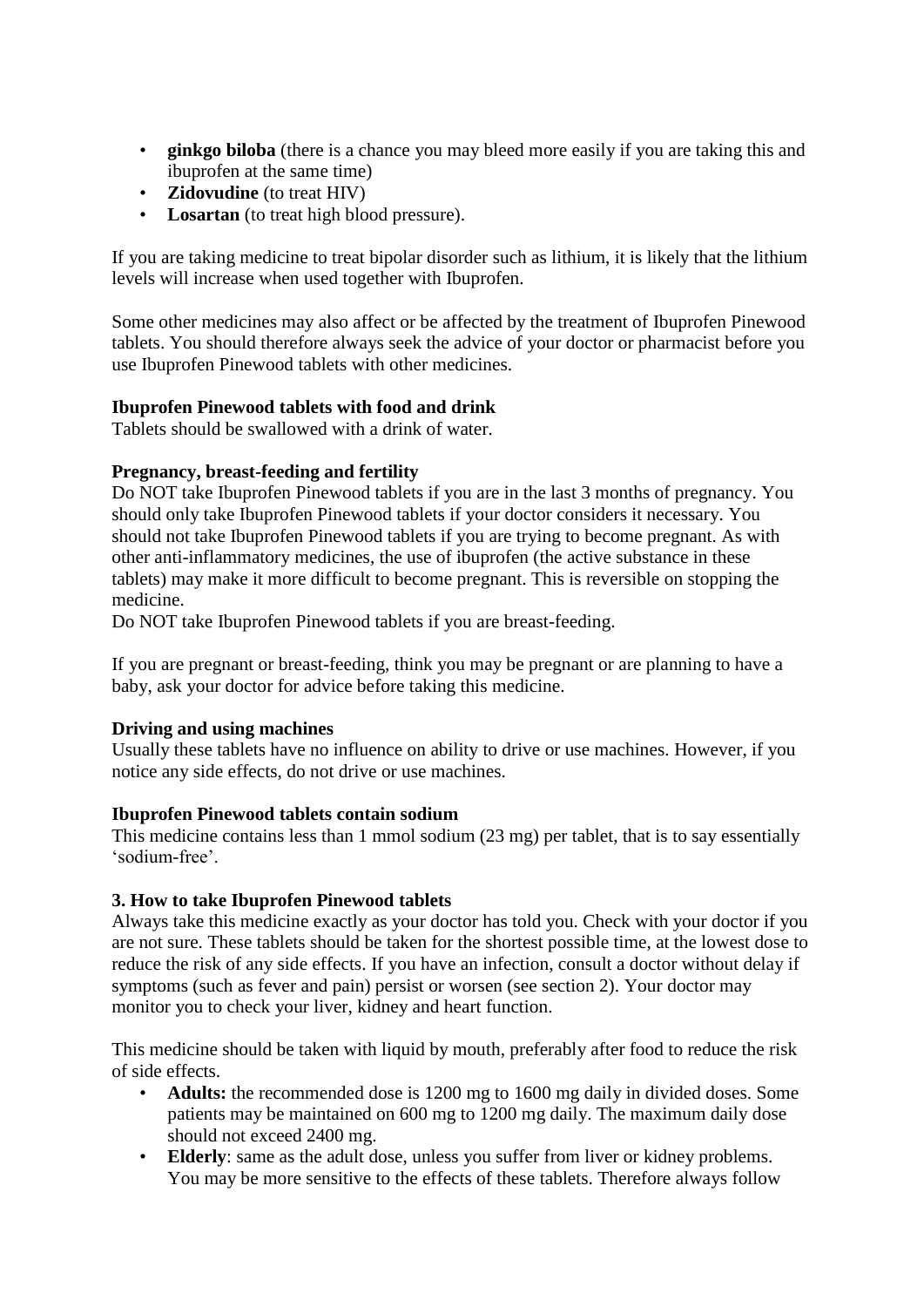- **ginkgo biloba** (there is a chance you may bleed more easily if you are taking this and ibuprofen at the same time)
- **Zidovudine** (to treat HIV)
- **Losartan** (to treat high blood pressure).

If you are taking medicine to treat bipolar disorder such as lithium, it is likely that the lithium levels will increase when used together with Ibuprofen.

Some other medicines may also affect or be affected by the treatment of Ibuprofen Pinewood tablets. You should therefore always seek the advice of your doctor or pharmacist before you use Ibuprofen Pinewood tablets with other medicines.

**Ibuprofen Pinewood tablets with food and drink**
Tablets should be swallowed with a drink of water.

**Pregnancy, breast-feeding and fertility**
Do NOT take Ibuprofen Pinewood tablets if you are in the last 3 months of pregnancy. You should only take Ibuprofen Pinewood tablets if your doctor considers it necessary. You should not take Ibuprofen Pinewood tablets if you are trying to become pregnant. As with other anti-inflammatory medicines, the use of ibuprofen (the active substance in these tablets) may make it more difficult to become pregnant. This is reversible on stopping the medicine.
Do NOT take Ibuprofen Pinewood tablets if you are breast-feeding.

If you are pregnant or breast-feeding, think you may be pregnant or are planning to have a baby, ask your doctor for advice before taking this medicine.

**Driving and using machines**
Usually these tablets have no influence on ability to drive or use machines. However, if you notice any side effects, do not drive or use machines.

**Ibuprofen Pinewood tablets contain sodium**
This medicine contains less than 1 mmol sodium (23 mg) per tablet, that is to say essentially 'sodium-free'.

**3. How to take Ibuprofen Pinewood tablets**
Always take this medicine exactly as your doctor has told you. Check with your doctor if you are not sure. These tablets should be taken for the shortest possible time, at the lowest dose to reduce the risk of any side effects. If you have an infection, consult a doctor without delay if symptoms (such as fever and pain) persist or worsen (see section 2). Your doctor may monitor you to check your liver, kidney and heart function.

This medicine should be taken with liquid by mouth, preferably after food to reduce the risk of side effects.

- **Adults:** the recommended dose is 1200 mg to 1600 mg daily in divided doses. Some patients may be maintained on 600 mg to 1200 mg daily. The maximum daily dose should not exceed 2400 mg.
- **Elderly**: same as the adult dose, unless you suffer from liver or kidney problems. You may be more sensitive to the effects of these tablets. Therefore always follow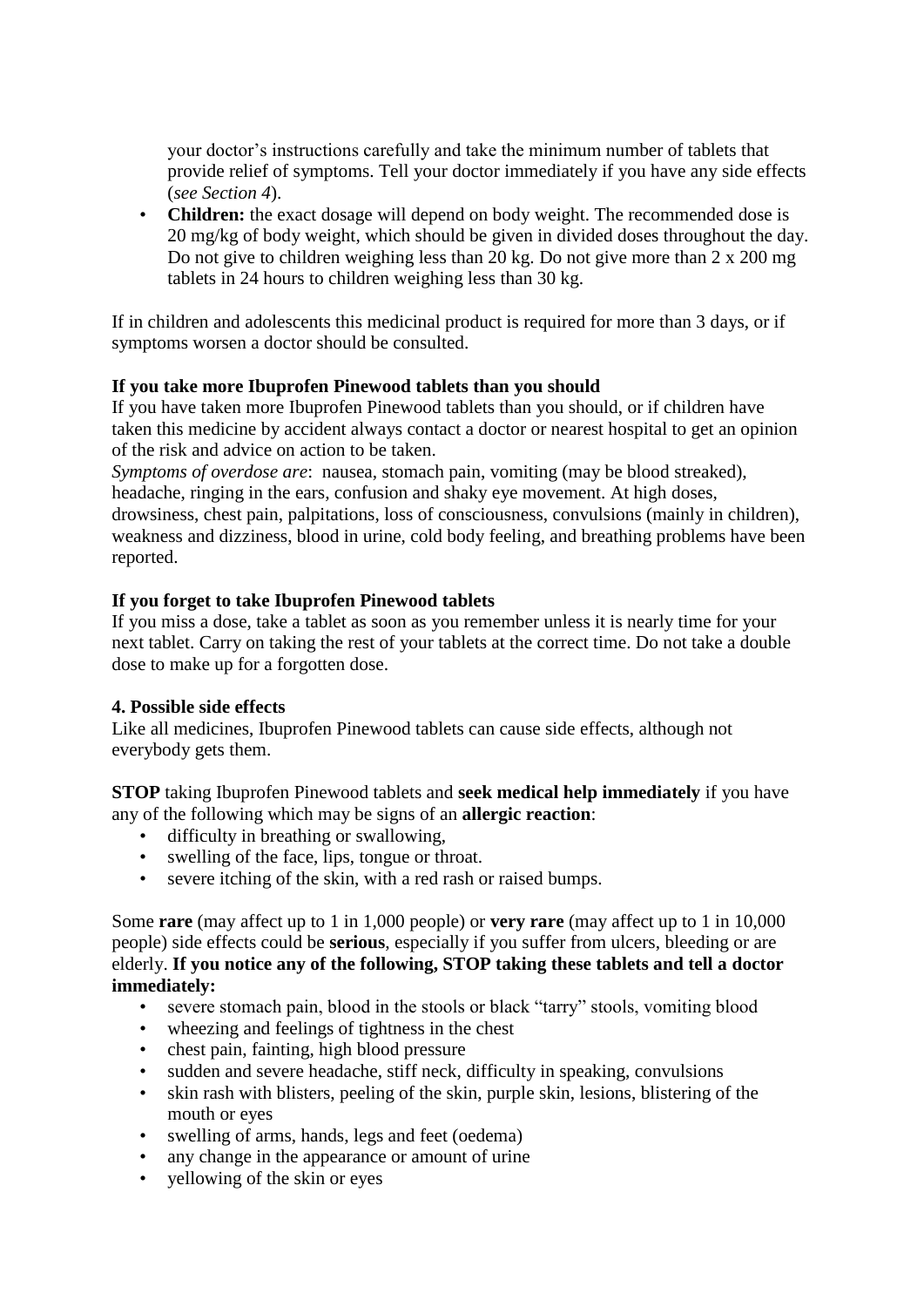your doctor's instructions carefully and take the minimum number of tablets that provide relief of symptoms. Tell your doctor immediately if you have any side effects (*see Section 4*).

- **Children:** the exact dosage will depend on body weight. The recommended dose is 20 mg/kg of body weight, which should be given in divided doses throughout the day. Do not give to children weighing less than 20 kg. Do not give more than 2 x 200 mg tablets in 24 hours to children weighing less than 30 kg.

If in children and adolescents this medicinal product is required for more than 3 days, or if symptoms worsen a doctor should be consulted.

**If you take more Ibuprofen Pinewood tablets than you should**

If you have taken more Ibuprofen Pinewood tablets than you should, or if children have taken this medicine by accident always contact a doctor or nearest hospital to get an opinion of the risk and advice on action to be taken.

*Symptoms of overdose are*: nausea, stomach pain, vomiting (may be blood streaked), headache, ringing in the ears, confusion and shaky eye movement. At high doses, drowsiness, chest pain, palpitations, loss of consciousness, convulsions (mainly in children), weakness and dizziness, blood in urine, cold body feeling, and breathing problems have been reported.

**If you forget to take Ibuprofen Pinewood tablets**

If you miss a dose, take a tablet as soon as you remember unless it is nearly time for your next tablet. Carry on taking the rest of your tablets at the correct time. Do not take a double dose to make up for a forgotten dose.

**4. Possible side effects**

Like all medicines, Ibuprofen Pinewood tablets can cause side effects, although not everybody gets them.

**STOP** taking Ibuprofen Pinewood tablets and **seek medical help immediately** if you have any of the following which may be signs of an **allergic reaction**:

- difficulty in breathing or swallowing,
- swelling of the face, lips, tongue or throat.
- severe itching of the skin, with a red rash or raised bumps.

Some **rare** (may affect up to 1 in 1,000 people) or **very rare** (may affect up to 1 in 10,000 people) side effects could be **serious**, especially if you suffer from ulcers, bleeding or are elderly. **If you notice any of the following, STOP taking these tablets and tell a doctor immediately:**

- severe stomach pain, blood in the stools or black "tarry" stools, vomiting blood
- wheezing and feelings of tightness in the chest
- chest pain, fainting, high blood pressure
- sudden and severe headache, stiff neck, difficulty in speaking, convulsions
- skin rash with blisters, peeling of the skin, purple skin, lesions, blistering of the mouth or eyes
- swelling of arms, hands, legs and feet (oedema)
- any change in the appearance or amount of urine
- yellowing of the skin or eyes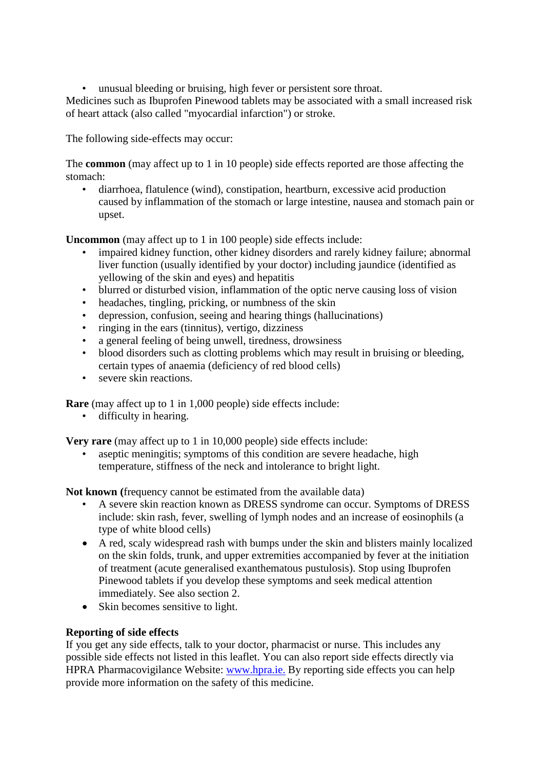- unusual bleeding or bruising, high fever or persistent sore throat.

Medicines such as Ibuprofen Pinewood tablets may be associated with a small increased risk of heart attack (also called "myocardial infarction") or stroke.

The following side-effects may occur:

The **common** (may affect up to 1 in 10 people) side effects reported are those affecting the stomach:

- diarrhoea, flatulence (wind), constipation, heartburn, excessive acid production caused by inflammation of the stomach or large intestine, nausea and stomach pain or upset.

**Uncommon** (may affect up to 1 in 100 people) side effects include:

- impaired kidney function, other kidney disorders and rarely kidney failure; abnormal liver function (usually identified by your doctor) including jaundice (identified as yellowing of the skin and eyes) and hepatitis
- blurred or disturbed vision, inflammation of the optic nerve causing loss of vision
- headaches, tingling, pricking, or numbness of the skin
- depression, confusion, seeing and hearing things (hallucinations)
- ringing in the ears (tinnitus), vertigo, dizziness
- a general feeling of being unwell, tiredness, drowsiness
- blood disorders such as clotting problems which may result in bruising or bleeding, certain types of anaemia (deficiency of red blood cells)
- severe skin reactions.

**Rare** (may affect up to 1 in 1,000 people) side effects include:

- difficulty in hearing.

**Very rare** (may affect up to 1 in 10,000 people) side effects include:

- aseptic meningitis; symptoms of this condition are severe headache, high temperature, stiffness of the neck and intolerance to bright light.

**Not known (**frequency cannot be estimated from the available data)

- A severe skin reaction known as DRESS syndrome can occur. Symptoms of DRESS include: skin rash, fever, swelling of lymph nodes and an increase of eosinophils (a type of white blood cells)
- A red, scaly widespread rash with bumps under the skin and blisters mainly localized on the skin folds, trunk, and upper extremities accompanied by fever at the initiation of treatment (acute generalised exanthematous pustulosis). Stop using Ibuprofen Pinewood tablets if you develop these symptoms and seek medical attention immediately. See also section 2.
- Skin becomes sensitive to light.

**Reporting of side effects**

If you get any side effects, talk to your doctor, pharmacist or nurse. This includes any possible side effects not listed in this leaflet. You can also report side effects directly via HPRA Pharmacovigilance Website: www.hpra.ie. By reporting side effects you can help provide more information on the safety of this medicine.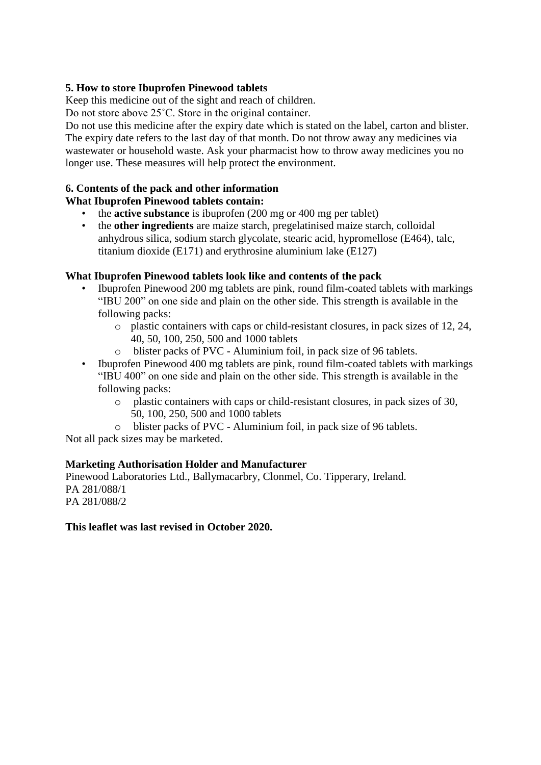**5. How to store Ibuprofen Pinewood tablets**

Keep this medicine out of the sight and reach of children.

Do not store above 25˚C. Store in the original container.

Do not use this medicine after the expiry date which is stated on the label, carton and blister. The expiry date refers to the last day of that month. Do not throw away any medicines via wastewater or household waste. Ask your pharmacist how to throw away medicines you no longer use. These measures will help protect the environment.

**6. Contents of the pack and other information**

**What Ibuprofen Pinewood tablets contain:**

- the **active substance** is ibuprofen (200 mg or 400 mg per tablet)
- the **other ingredients** are maize starch, pregelatinised maize starch, colloidal anhydrous silica, sodium starch glycolate, stearic acid, hypromellose (E464), talc, titanium dioxide (E171) and erythrosine aluminium lake (E127)

**What Ibuprofen Pinewood tablets look like and contents of the pack**

- Ibuprofen Pinewood 200 mg tablets are pink, round film-coated tablets with markings “IBU 200” on one side and plain on the other side. This strength is available in the following packs:
  - plastic containers with caps or child-resistant closures, in pack sizes of 12, 24, 40, 50, 100, 250, 500 and 1000 tablets
  - blister packs of PVC - Aluminium foil, in pack size of 96 tablets.
- Ibuprofen Pinewood 400 mg tablets are pink, round film-coated tablets with markings “IBU 400” on one side and plain on the other side. This strength is available in the following packs:
  - plastic containers with caps or child-resistant closures, in pack sizes of 30, 50, 100, 250, 500 and 1000 tablets
  - blister packs of PVC - Aluminium foil, in pack size of 96 tablets.

Not all pack sizes may be marketed.

**Marketing Authorisation Holder and Manufacturer**

Pinewood Laboratories Ltd., Ballymacarbry, Clonmel, Co. Tipperary, Ireland.

PA 281/088/1

PA 281/088/2

**This leaflet was last revised in October 2020.**